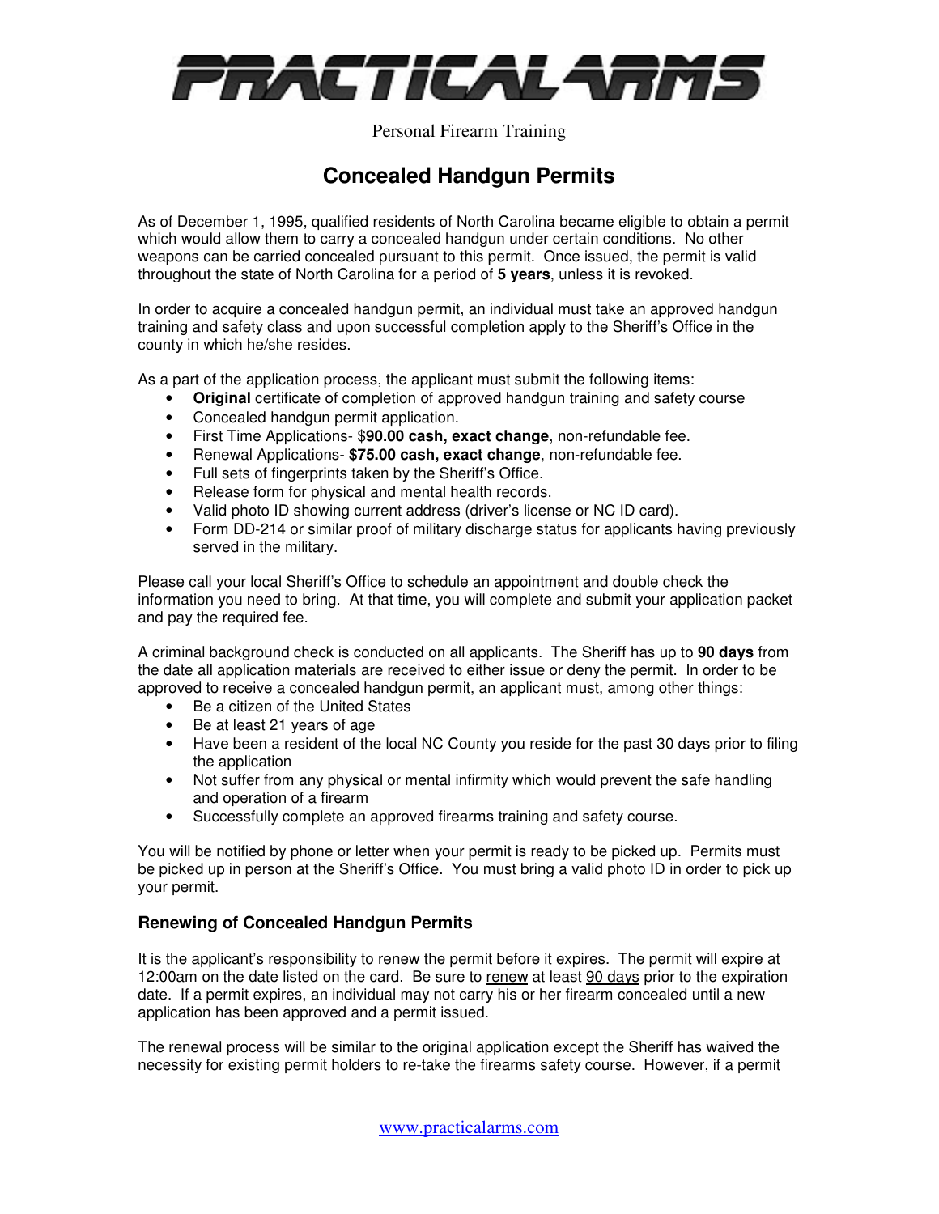# PRACTICALARMS

Personal Firearm Training

## Concealed Handgun Permits

As of December 1, 1995, qualified residents of North Carolina became eligible to obtain a permit which would allow them to carry a concealed handgun under certain conditions. No other weapons can be carried concealed pursuant to this permit. Once issued, the permit is valid throughout the state of North Carolina for a period of **5 years**, unless it is revoked.

In order to acquire a concealed handgun permit, an individual must take an approved handgun training and safety class and upon successful completion apply to the Sheriff's Office in the county in which he/she resides.

As a part of the application process, the applicant must submit the following items:

- **Original** certificate of completion of approved handgun training and safety course
- Concealed handgun permit application.
- First Time Applications- $**90.00 cash, exact change**, non-refundable fee.
- Renewal Applications- **$75.00 cash, exact change**, non-refundable fee.
- Full sets of fingerprints taken by the Sheriff's Office.
- Release form for physical and mental health records.
- Valid photo ID showing current address (driver's license or NC ID card).
- Form DD-214 or similar proof of military discharge status for applicants having previously served in the military.

Please call your local Sheriff's Office to schedule an appointment and double check the information you need to bring. At that time, you will complete and submit your application packet and pay the required fee.

A criminal background check is conducted on all applicants. The Sheriff has up to **90 days** from the date all application materials are received to either issue or deny the permit. In order to be approved to receive a concealed handgun permit, an applicant must, among other things:

- Be a citizen of the United States
- Be at least 21 years of age
- Have been a resident of the local NC County you reside for the past 30 days prior to filing the application
- Not suffer from any physical or mental infirmity which would prevent the safe handling and operation of a firearm
- Successfully complete an approved firearms training and safety course.

You will be notified by phone or letter when your permit is ready to be picked up. Permits must be picked up in person at the Sheriff's Office. You must bring a valid photo ID in order to pick up your permit.

### Renewing of Concealed Handgun Permits

It is the applicant's responsibility to renew the permit before it expires. The permit will expire at 12:00am on the date listed on the card. Be sure to renew at least 90 days prior to the expiration date. If a permit expires, an individual may not carry his or her firearm concealed until a new application has been approved and a permit issued.

The renewal process will be similar to the original application except the Sheriff has waived the necessity for existing permit holders to re-take the firearms safety course. However, if a permit

www.practicalarms.com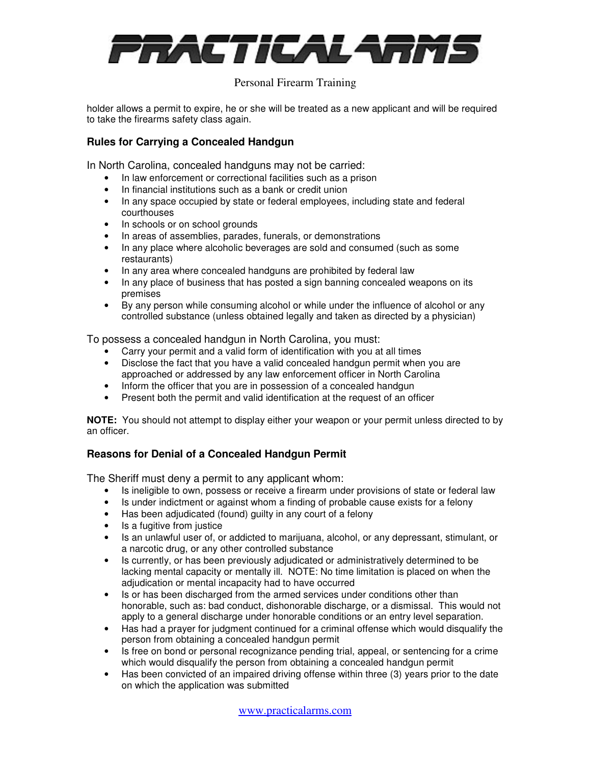holder allows a permit to expire, he or she will be treated as a new applicant and will be required to take the firearms safety class again.

### Rules for Carrying a Concealed Handgun

In North Carolina, concealed handguns may not be carried:

- In law enforcement or correctional facilities such as a prison
- In financial institutions such as a bank or credit union
- In any space occupied by state or federal employees, including state and federal courthouses
- In schools or on school grounds
- In areas of assemblies, parades, funerals, or demonstrations
- In any place where alcoholic beverages are sold and consumed (such as some restaurants)
- In any area where concealed handguns are prohibited by federal law
- In any place of business that has posted a sign banning concealed weapons on its premises
- By any person while consuming alcohol or while under the influence of alcohol or any controlled substance (unless obtained legally and taken as directed by a physician)

To possess a concealed handgun in North Carolina, you must:

- Carry your permit and a valid form of identification with you at all times
- Disclose the fact that you have a valid concealed handgun permit when you are approached or addressed by any law enforcement officer in North Carolina
- Inform the officer that you are in possession of a concealed handgun
- Present both the permit and valid identification at the request of an officer

**NOTE:** You should not attempt to display either your weapon or your permit unless directed to by an officer.

### Reasons for Denial of a Concealed Handgun Permit

The Sheriff must deny a permit to any applicant whom:

- Is ineligible to own, possess or receive a firearm under provisions of state or federal law
- Is under indictment or against whom a finding of probable cause exists for a felony
- Has been adjudicated (found) guilty in any court of a felony
- Is a fugitive from justice
- Is an unlawful user of, or addicted to marijuana, alcohol, or any depressant, stimulant, or a narcotic drug, or any other controlled substance
- Is currently, or has been previously adjudicated or administratively determined to be lacking mental capacity or mentally ill. NOTE: No time limitation is placed on when the adjudication or mental incapacity had to have occurred
- Is or has been discharged from the armed services under conditions other than honorable, such as: bad conduct, dishonorable discharge, or a dismissal. This would not apply to a general discharge under honorable conditions or an entry level separation.
- Has had a prayer for judgment continued for a criminal offense which would disqualify the person from obtaining a concealed handgun permit
- Is free on bond or personal recognizance pending trial, appeal, or sentencing for a crime which would disqualify the person from obtaining a concealed handgun permit
- Has been convicted of an impaired driving offense within three (3) years prior to the date on which the application was submitted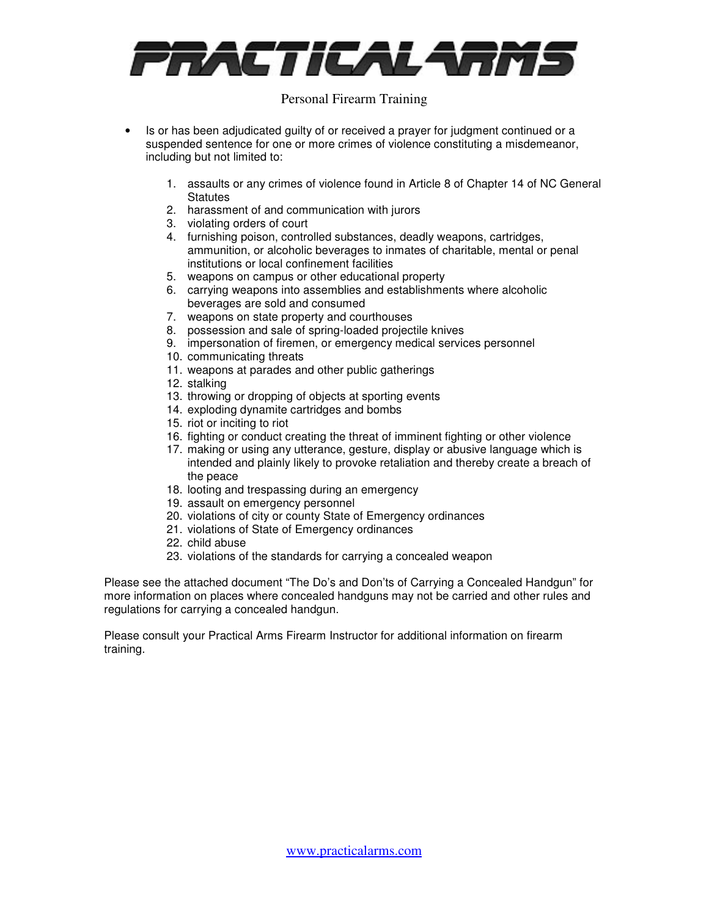- Is or has been adjudicated guilty of or received a prayer for judgment continued or a suspended sentence for one or more crimes of violence constituting a misdemeanor, including but not limited to:

    1. assaults or any crimes of violence found in Article 8 of Chapter 14 of NC General Statutes
    2. harassment of and communication with jurors
    3. violating orders of court
    4. furnishing poison, controlled substances, deadly weapons, cartridges, ammunition, or alcoholic beverages to inmates of charitable, mental or penal institutions or local confinement facilities
    5. weapons on campus or other educational property
    6. carrying weapons into assemblies and establishments where alcoholic beverages are sold and consumed
    7. weapons on state property and courthouses
    8. possession and sale of spring-loaded projectile knives
    9. impersonation of firemen, or emergency medical services personnel
    10. communicating threats
    11. weapons at parades and other public gatherings
    12. stalking
    13. throwing or dropping of objects at sporting events
    14. exploding dynamite cartridges and bombs
    15. riot or inciting to riot
    16. fighting or conduct creating the threat of imminent fighting or other violence
    17. making or using any utterance, gesture, display or abusive language which is intended and plainly likely to provoke retaliation and thereby create a breach of the peace
    18. looting and trespassing during an emergency
    19. assault on emergency personnel
    20. violations of city or county State of Emergency ordinances
    21. violations of State of Emergency ordinances
    22. child abuse
    23. violations of the standards for carrying a concealed weapon

Please see the attached document "The Do's and Don'ts of Carrying a Concealed Handgun" for more information on places where concealed handguns may not be carried and other rules and regulations for carrying a concealed handgun.

Please consult your Practical Arms Firearm Instructor for additional information on firearm training.